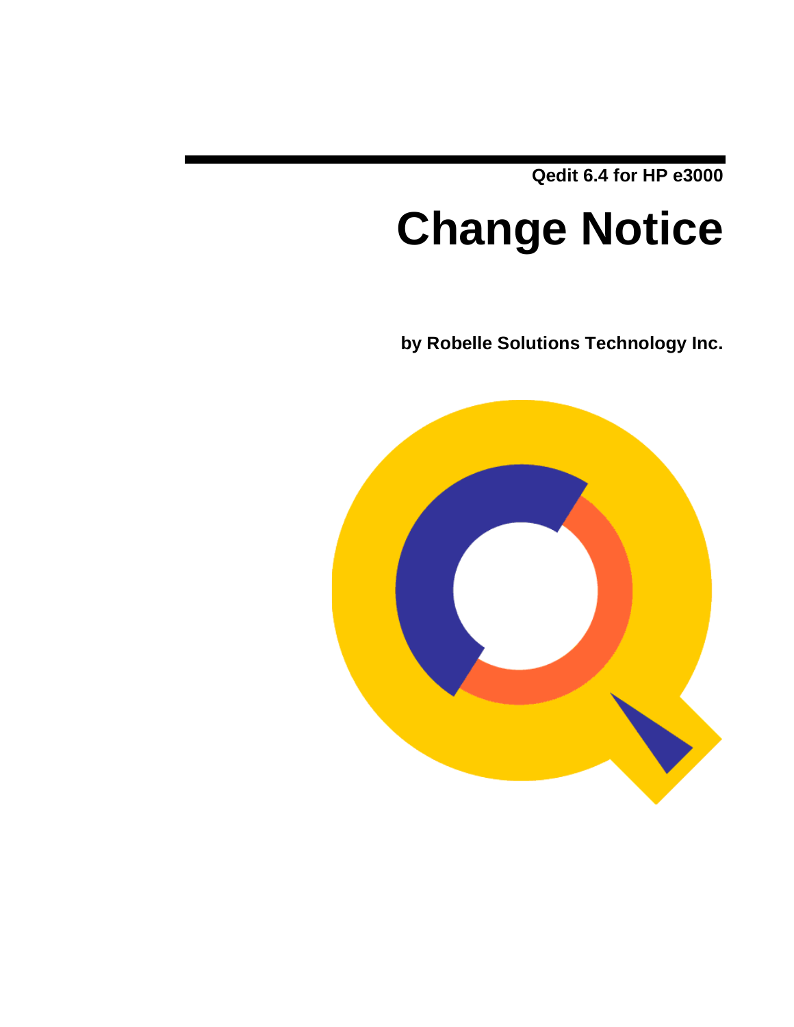Qedit 6.4 for HP e3000

# Change Notice

**by Robelle Solutions Technology Inc.**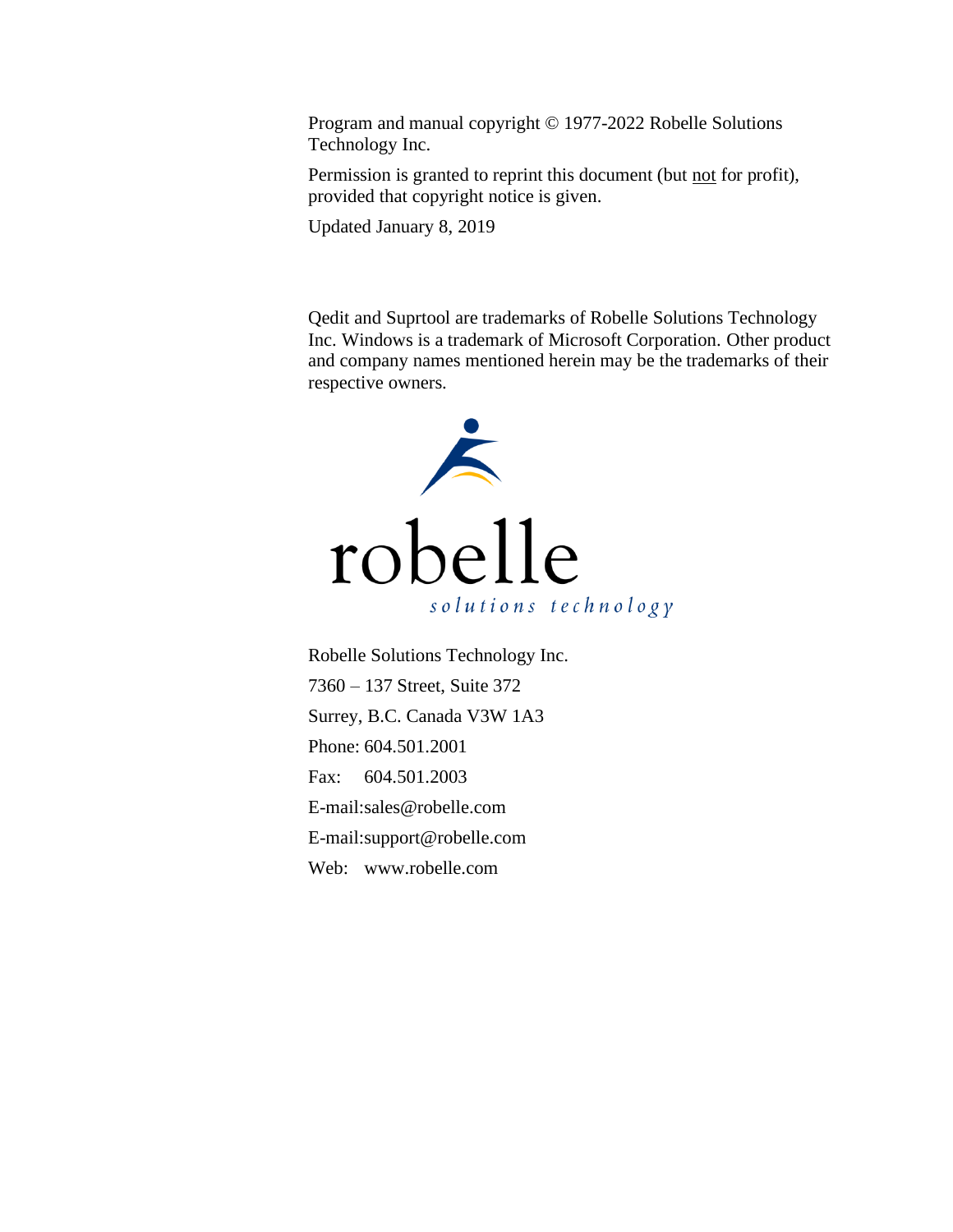Program and manual copyright © 1977-2022 Robelle Solutions Technology Inc.

Permission is granted to reprint this document (but not for profit), provided that copyright notice is given.

Updated January 8, 2019

Qedit and Suprtool are trademarks of Robelle Solutions Technology Inc. Windows is a trademark of Microsoft Corporation. Other product and company names mentioned herein may be the trademarks of their respective owners.

robelle
*solutions technology*

Robelle Solutions Technology Inc.

7360 – 137 Street, Suite 372

Surrey, B.C. Canada V3W 1A3

Phone: 604.501.2001

Fax: 604.501.2003

E-mail:sales@robelle.com

E-mail:support@robelle.com

Web: www.robelle.com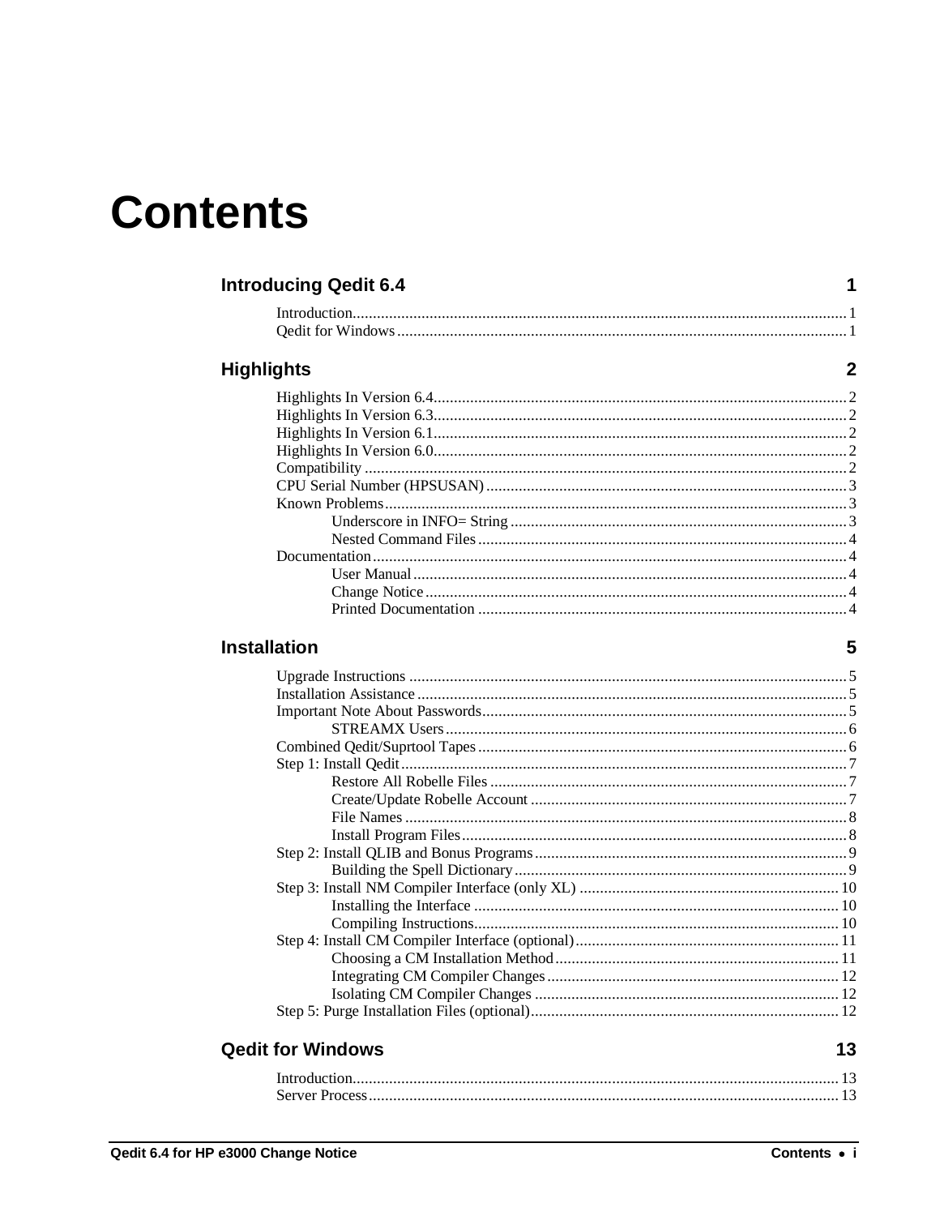# Contents

## Introducing Qedit 6.4 — 1

- Introduction ..... 1
- Qedit for Windows ..... 1

## Highlights — 2

- Highlights In Version 6.4 ..... 2
- Highlights In Version 6.3 ..... 2
- Highlights In Version 6.1 ..... 2
- Highlights In Version 6.0 ..... 2
- Compatibility ..... 2
- CPU Serial Number (HPSUSAN) ..... 3
- Known Problems ..... 3
  - Underscore in INFO= String ..... 3
  - Nested Command Files ..... 4
- Documentation ..... 4
  - User Manual ..... 4
  - Change Notice ..... 4
  - Printed Documentation ..... 4

## Installation — 5

- Upgrade Instructions ..... 5
- Installation Assistance ..... 5
- Important Note About Passwords ..... 5
  - STREAMX Users ..... 6
- Combined Qedit/Suprtool Tapes ..... 6
- Step 1: Install Qedit ..... 7
  - Restore All Robelle Files ..... 7
  - Create/Update Robelle Account ..... 7
  - File Names ..... 8
  - Install Program Files ..... 8
- Step 2: Install QLIB and Bonus Programs ..... 9
  - Building the Spell Dictionary ..... 9
- Step 3: Install NM Compiler Interface (only XL) ..... 10
  - Installing the Interface ..... 10
  - Compiling Instructions ..... 10
- Step 4: Install CM Compiler Interface (optional) ..... 11
  - Choosing a CM Installation Method ..... 11
  - Integrating CM Compiler Changes ..... 12
  - Isolating CM Compiler Changes ..... 12
- Step 5: Purge Installation Files (optional) ..... 12

## Qedit for Windows — 13

- Introduction ..... 13
- Server Process ..... 13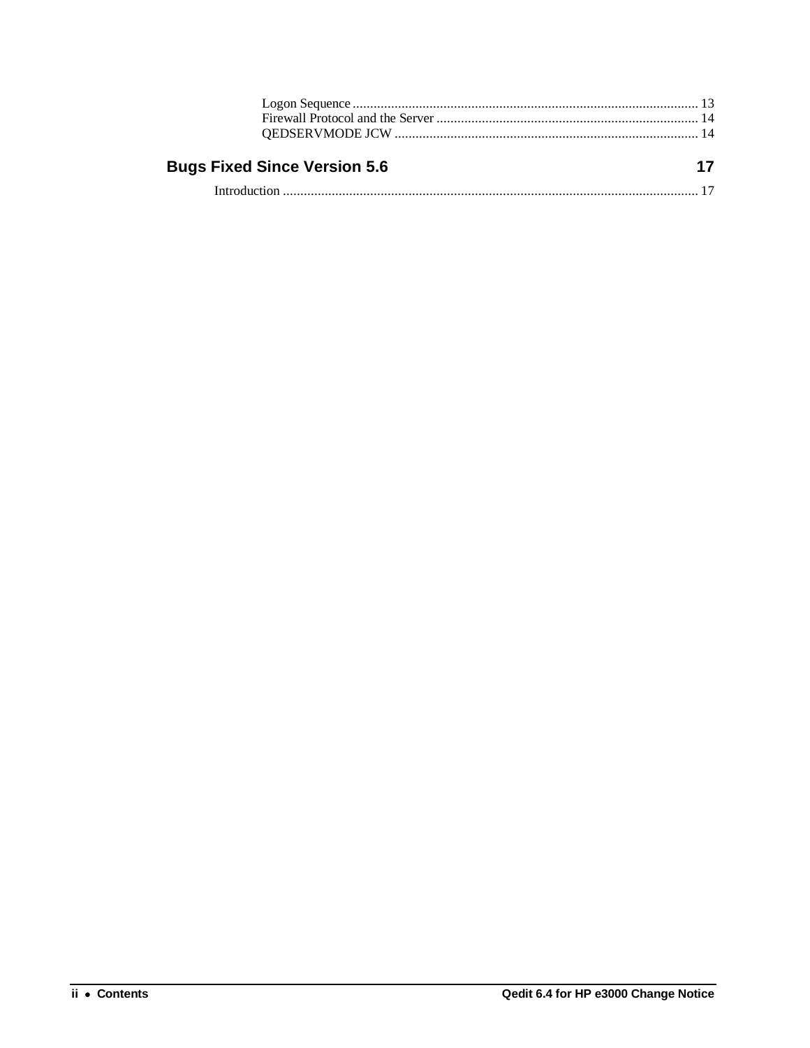Logon Sequence ................................................................................................... 13
Firewall Protocol and the Server ........................................................................... 14
QEDSERVMODE JCW ....................................................................................... 14

## Bugs Fixed Since Version 5.6 17

Introduction ....................................................................................................................... 17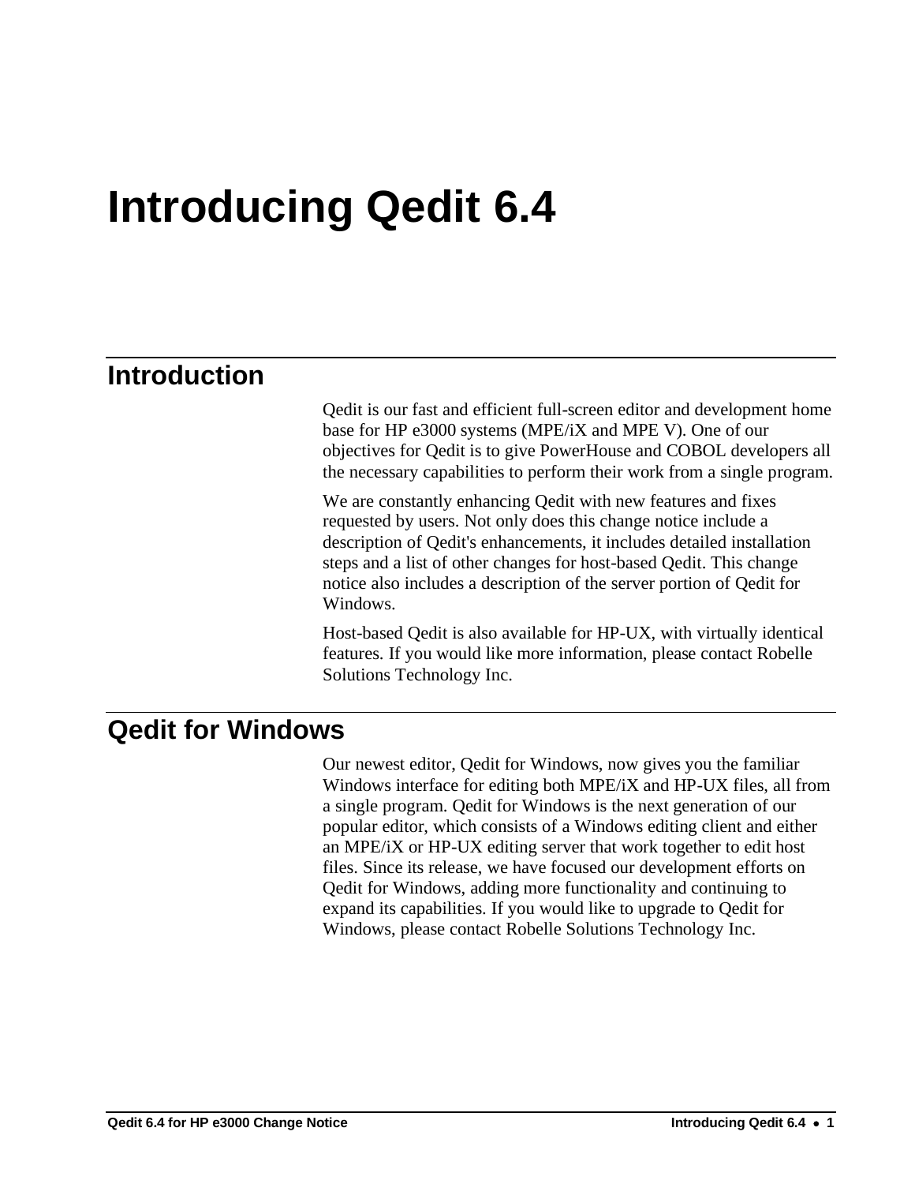# Introducing Qedit 6.4

## Introduction

Qedit is our fast and efficient full-screen editor and development home base for HP e3000 systems (MPE/iX and MPE V). One of our objectives for Qedit is to give PowerHouse and COBOL developers all the necessary capabilities to perform their work from a single program.

We are constantly enhancing Qedit with new features and fixes requested by users. Not only does this change notice include a description of Qedit's enhancements, it includes detailed installation steps and a list of other changes for host-based Qedit. This change notice also includes a description of the server portion of Qedit for Windows.

Host-based Qedit is also available for HP-UX, with virtually identical features. If you would like more information, please contact Robelle Solutions Technology Inc.

## Qedit for Windows

Our newest editor, Qedit for Windows, now gives you the familiar Windows interface for editing both MPE/iX and HP-UX files, all from a single program. Qedit for Windows is the next generation of our popular editor, which consists of a Windows editing client and either an MPE/iX or HP-UX editing server that work together to edit host files. Since its release, we have focused our development efforts on Qedit for Windows, adding more functionality and continuing to expand its capabilities. If you would like to upgrade to Qedit for Windows, please contact Robelle Solutions Technology Inc.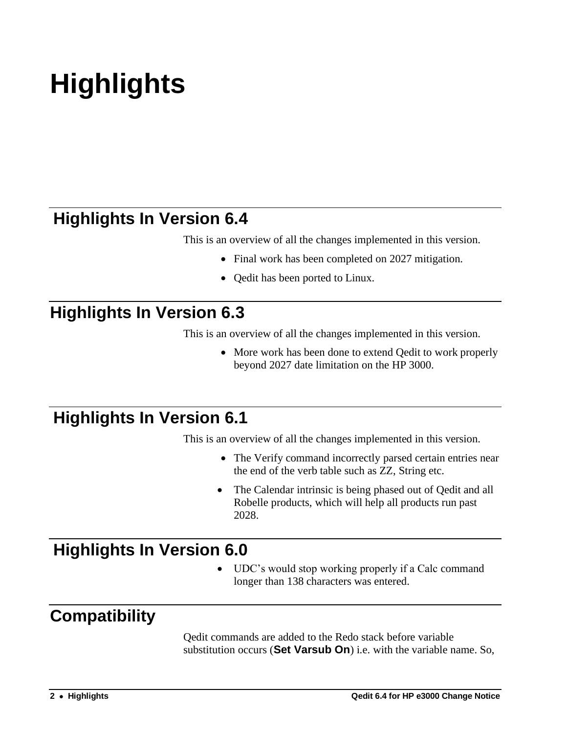# Highlights

## Highlights In Version 6.4

This is an overview of all the changes implemented in this version.

- Final work has been completed on 2027 mitigation.
- Qedit has been ported to Linux.

## Highlights In Version 6.3

This is an overview of all the changes implemented in this version.

- More work has been done to extend Qedit to work properly beyond 2027 date limitation on the HP 3000.

## Highlights In Version 6.1

This is an overview of all the changes implemented in this version.

- The Verify command incorrectly parsed certain entries near the end of the verb table such as ZZ, String etc.
- The Calendar intrinsic is being phased out of Qedit and all Robelle products, which will help all products run past 2028.

## Highlights In Version 6.0

- UDC's would stop working properly if a Calc command longer than 138 characters was entered.

## Compatibility

Qedit commands are added to the Redo stack before variable substitution occurs (**Set Varsub On**) i.e. with the variable name. So,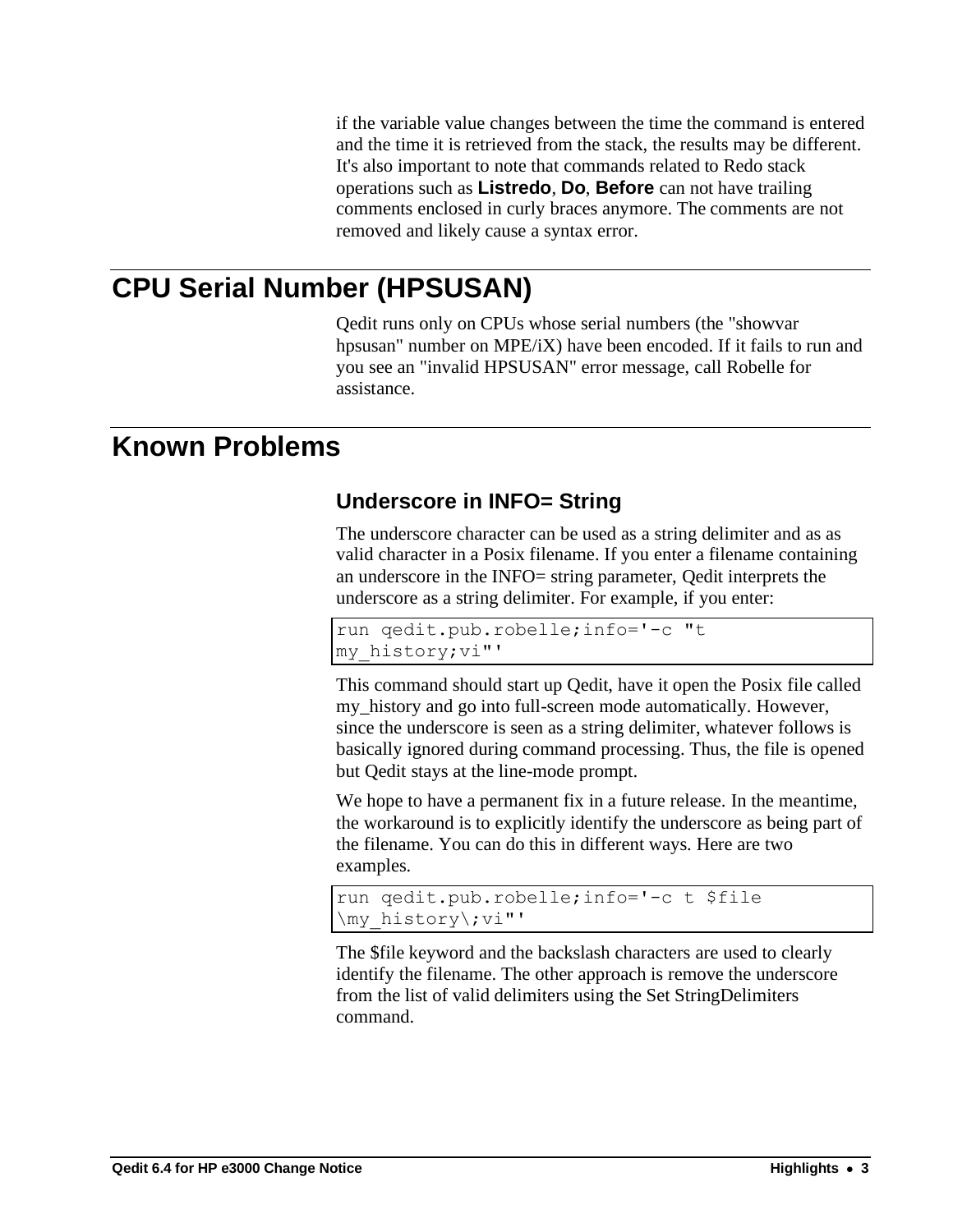if the variable value changes between the time the command is entered and the time it is retrieved from the stack, the results may be different. It's also important to note that commands related to Redo stack operations such as **Listredo**, **Do**, **Before** can not have trailing comments enclosed in curly braces anymore. The comments are not removed and likely cause a syntax error.

# CPU Serial Number (HPSUSAN)

Qedit runs only on CPUs whose serial numbers (the "showvar hpsusan" number on MPE/iX) have been encoded. If it fails to run and you see an "invalid HPSUSAN" error message, call Robelle for assistance.

# Known Problems

## Underscore in INFO= String

The underscore character can be used as a string delimiter and as as valid character in a Posix filename. If you enter a filename containing an underscore in the INFO= string parameter, Qedit interprets the underscore as a string delimiter. For example, if you enter:

```
run qedit.pub.robelle;info='-c "t
my_history;vi"'
```

This command should start up Qedit, have it open the Posix file called my_history and go into full-screen mode automatically. However, since the underscore is seen as a string delimiter, whatever follows is basically ignored during command processing. Thus, the file is opened but Qedit stays at the line-mode prompt.

We hope to have a permanent fix in a future release. In the meantime, the workaround is to explicitly identify the underscore as being part of the filename. You can do this in different ways. Here are two examples.

```
run qedit.pub.robelle;info='-c t $file
\my_history\;vi"'
```

The $file keyword and the backslash characters are used to clearly identify the filename. The other approach is remove the underscore from the list of valid delimiters using the Set StringDelimiters command.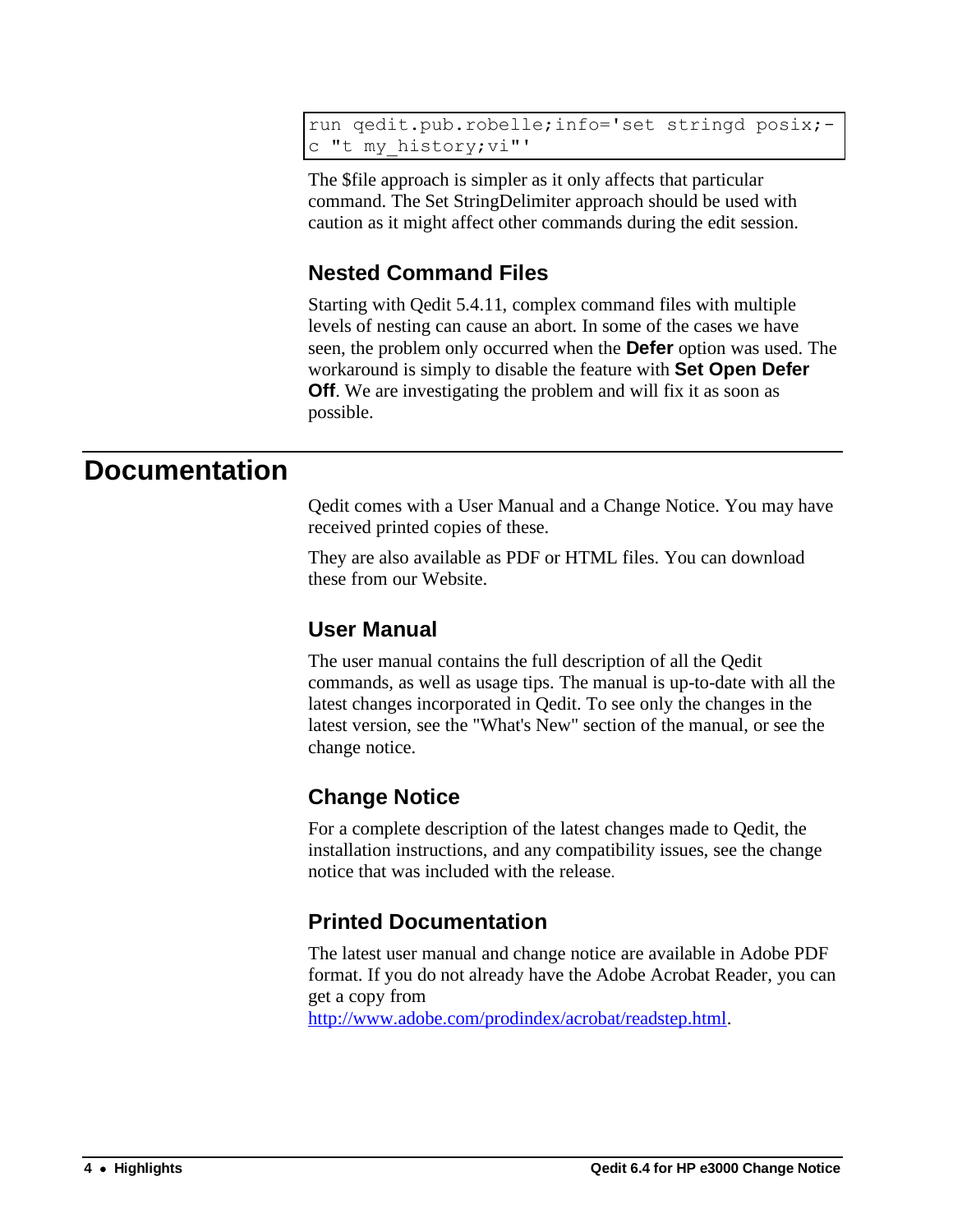```
run qedit.pub.robelle;info='set stringd posix;-
c "t my_history;vi"'
```

The $file approach is simpler as it only affects that particular command. The Set StringDelimiter approach should be used with caution as it might affect other commands during the edit session.

### Nested Command Files

Starting with Qedit 5.4.11, complex command files with multiple levels of nesting can cause an abort. In some of the cases we have seen, the problem only occurred when the **Defer** option was used. The workaround is simply to disable the feature with **Set Open Defer Off**. We are investigating the problem and will fix it as soon as possible.

## Documentation

Qedit comes with a User Manual and a Change Notice. You may have received printed copies of these.

They are also available as PDF or HTML files. You can download these from our Website.

### User Manual

The user manual contains the full description of all the Qedit commands, as well as usage tips. The manual is up-to-date with all the latest changes incorporated in Qedit. To see only the changes in the latest version, see the "What's New" section of the manual, or see the change notice.

### Change Notice

For a complete description of the latest changes made to Qedit, the installation instructions, and any compatibility issues, see the change notice that was included with the release.

### Printed Documentation

The latest user manual and change notice are available in Adobe PDF format. If you do not already have the Adobe Acrobat Reader, you can get a copy from http://www.adobe.com/prodindex/acrobat/readstep.html.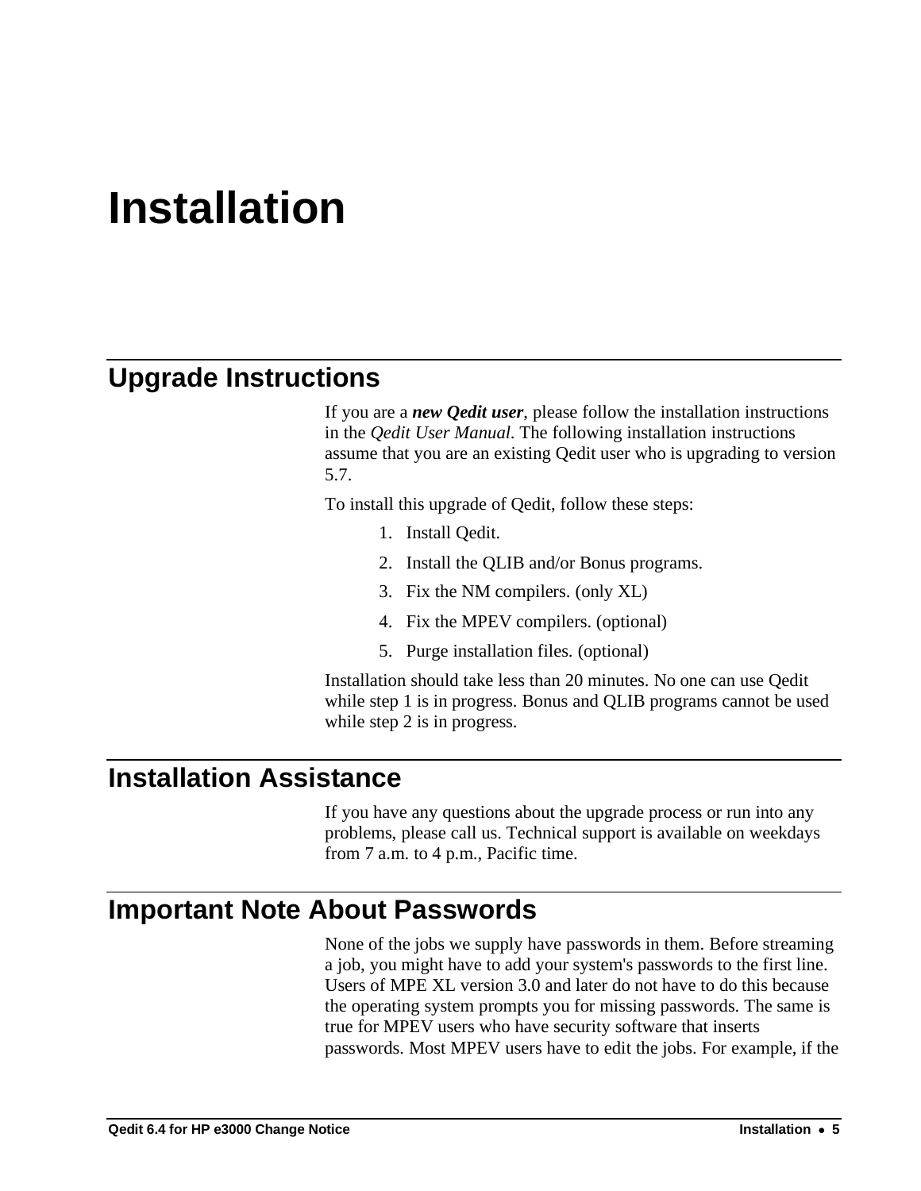# Installation

## Upgrade Instructions

If you are a ***new Qedit user***, please follow the installation instructions in the *Qedit User Manual*. The following installation instructions assume that you are an existing Qedit user who is upgrading to version 5.7.

To install this upgrade of Qedit, follow these steps:

1. Install Qedit.
2. Install the QLIB and/or Bonus programs.
3. Fix the NM compilers. (only XL)
4. Fix the MPEV compilers. (optional)
5. Purge installation files. (optional)

Installation should take less than 20 minutes. No one can use Qedit while step 1 is in progress. Bonus and QLIB programs cannot be used while step 2 is in progress.

## Installation Assistance

If you have any questions about the upgrade process or run into any problems, please call us. Technical support is available on weekdays from 7 a.m. to 4 p.m., Pacific time.

## Important Note About Passwords

None of the jobs we supply have passwords in them. Before streaming a job, you might have to add your system's passwords to the first line. Users of MPE XL version 3.0 and later do not have to do this because the operating system prompts you for missing passwords. The same is true for MPEV users who have security software that inserts passwords. Most MPEV users have to edit the jobs. For example, if the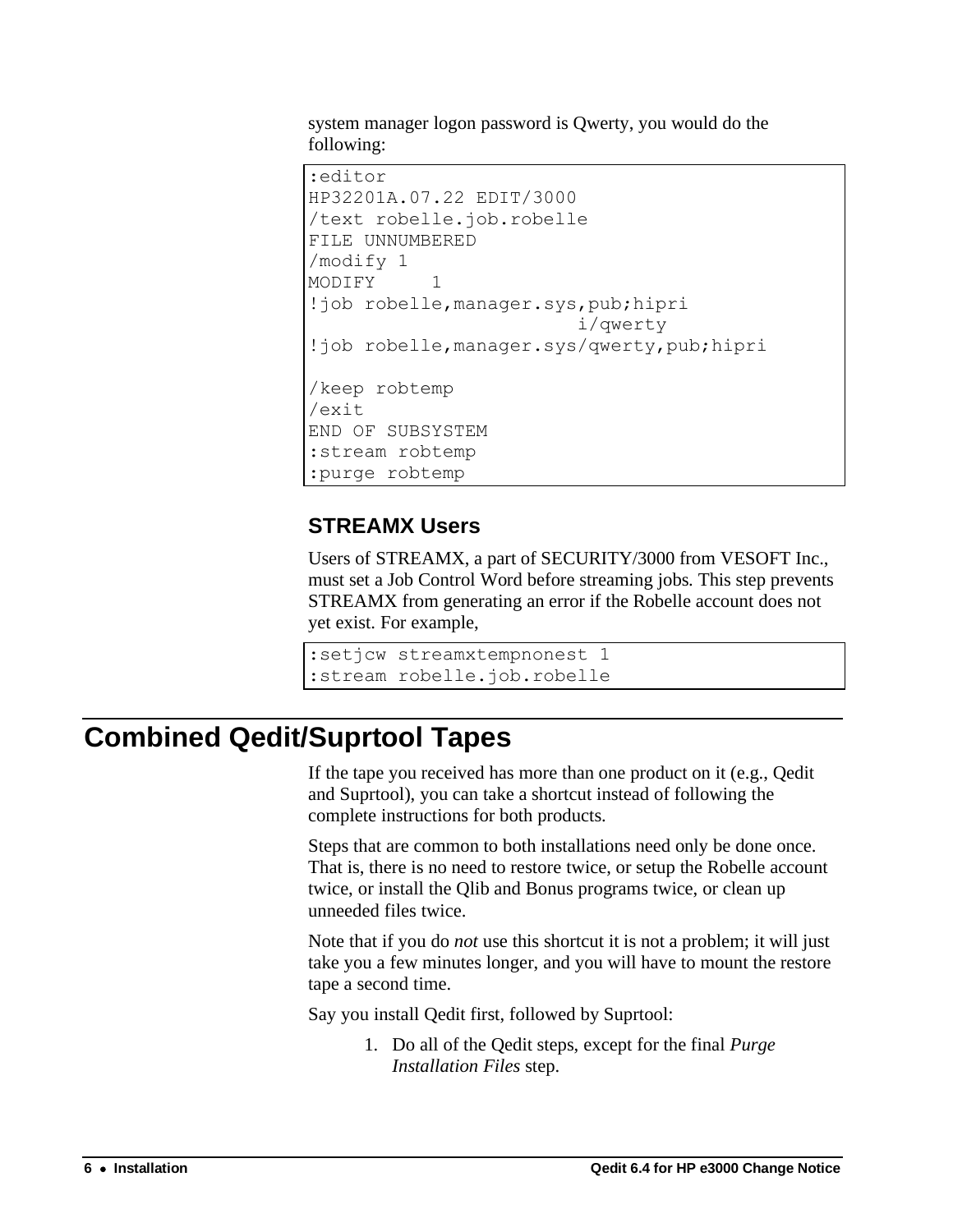system manager logon password is Qwerty, you would do the following:

```
:editor
HP32201A.07.22 EDIT/3000
/text robelle.job.robelle
FILE UNNUMBERED
/modify 1
MODIFY     1
!job robelle,manager.sys,pub;hipri
                         i/qwerty
!job robelle,manager.sys/qwerty,pub;hipri

/keep robtemp
/exit
END OF SUBSYSTEM
:stream robtemp
:purge robtemp
```

### STREAMX Users

Users of STREAMX, a part of SECURITY/3000 from VESOFT Inc., must set a Job Control Word before streaming jobs. This step prevents STREAMX from generating an error if the Robelle account does not yet exist. For example,

```
:setjcw streamxtempnonest 1
:stream robelle.job.robelle
```

## Combined Qedit/Suprtool Tapes

If the tape you received has more than one product on it (e.g., Qedit and Suprtool), you can take a shortcut instead of following the complete instructions for both products.

Steps that are common to both installations need only be done once. That is, there is no need to restore twice, or setup the Robelle account twice, or install the Qlib and Bonus programs twice, or clean up unneeded files twice.

Note that if you do *not* use this shortcut it is not a problem; it will just take you a few minutes longer, and you will have to mount the restore tape a second time.

Say you install Qedit first, followed by Suprtool:

1. Do all of the Qedit steps, except for the final *Purge Installation Files* step.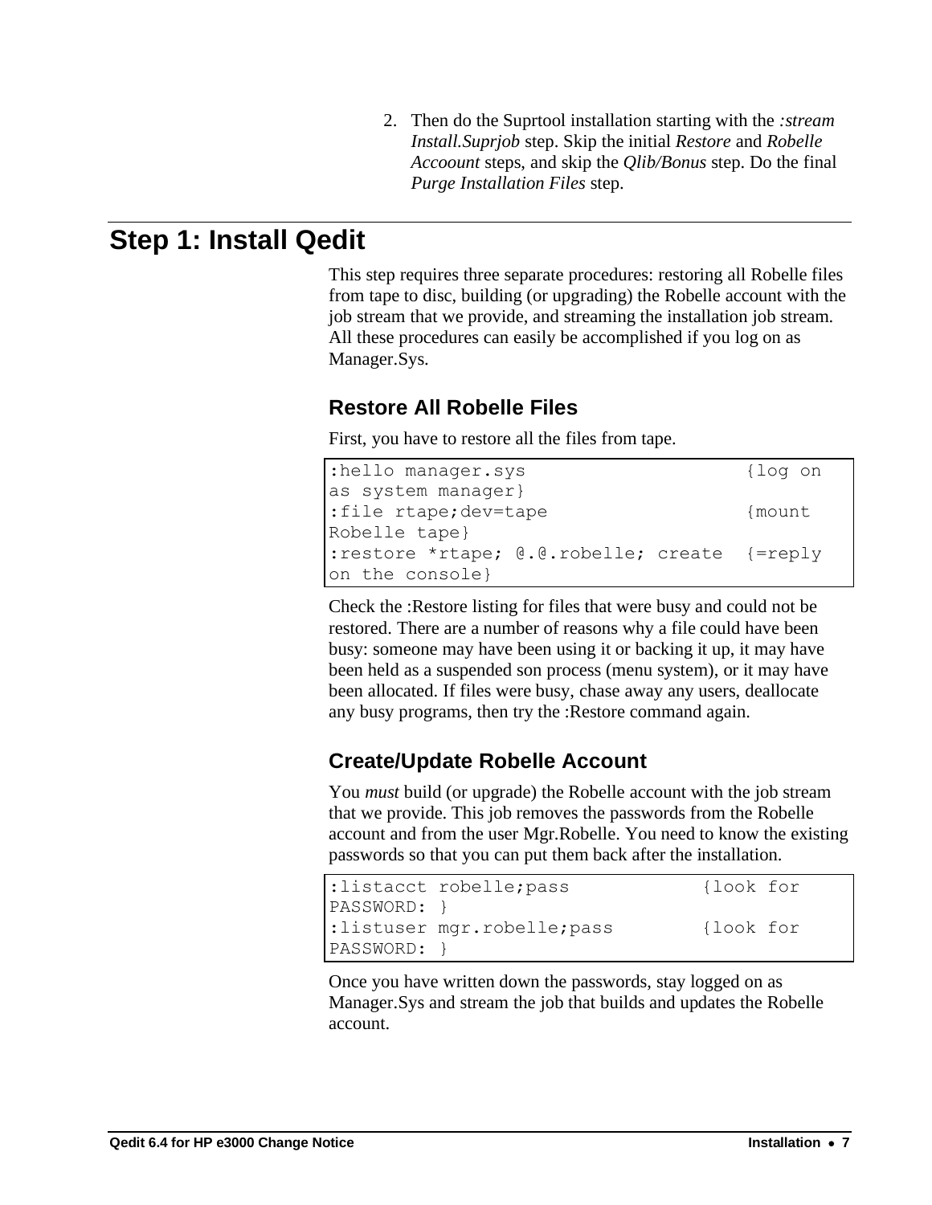2. Then do the Suprtool installation starting with the *:stream Install.Suprjob* step. Skip the initial *Restore* and *Robelle Accoount* steps, and skip the *Qlib/Bonus* step. Do the final *Purge Installation Files* step.

# Step 1: Install Qedit

This step requires three separate procedures: restoring all Robelle files from tape to disc, building (or upgrading) the Robelle account with the job stream that we provide, and streaming the installation job stream. All these procedures can easily be accomplished if you log on as Manager.Sys.

## Restore All Robelle Files

First, you have to restore all the files from tape.

```
:hello manager.sys                    {log on
as system manager}
:file rtape;dev=tape                  {mount
Robelle tape}
:restore *rtape; @.@.robelle; create  {=reply
on the console}
```

Check the :Restore listing for files that were busy and could not be restored. There are a number of reasons why a file could have been busy: someone may have been using it or backing it up, it may have been held as a suspended son process (menu system), or it may have been allocated. If files were busy, chase away any users, deallocate any busy programs, then try the :Restore command again.

## Create/Update Robelle Account

You *must* build (or upgrade) the Robelle account with the job stream that we provide. This job removes the passwords from the Robelle account and from the user Mgr.Robelle. You need to know the existing passwords so that you can put them back after the installation.

```
:listacct robelle;pass           {look for
PASSWORD: }
:listuser mgr.robelle;pass       {look for
PASSWORD: }
```

Once you have written down the passwords, stay logged on as Manager.Sys and stream the job that builds and updates the Robelle account.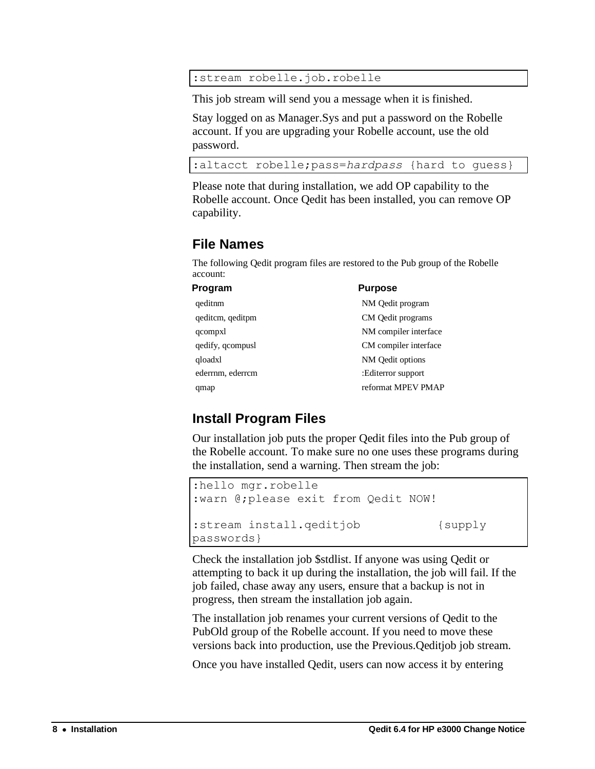```
:stream robelle.job.robelle
```

This job stream will send you a message when it is finished.

Stay logged on as Manager.Sys and put a password on the Robelle account. If you are upgrading your Robelle account, use the old password.

```
:altacct robelle;pass=hardpass {hard to guess}
```

Please note that during installation, we add OP capability to the Robelle account. Once Qedit has been installed, you can remove OP capability.

## File Names

The following Qedit program files are restored to the Pub group of the Robelle account:

| Program | Purpose |
|---|---|
| qeditnm | NM Qedit program |
| qeditcm, qeditpm | CM Qedit programs |
| qcompxl | NM compiler interface |
| qedify, qcompusl | CM compiler interface |
| qloadxl | NM Qedit options |
| ederrnm, ederrcm | :Editerror support |
| qmap | reformat MPEV PMAP |

## Install Program Files

Our installation job puts the proper Qedit files into the Pub group of the Robelle account. To make sure no one uses these programs during the installation, send a warning. Then stream the job:

```
:hello mgr.robelle
:warn @;please exit from Qedit NOW!

:stream install.qeditjob          {supply
passwords}
```

Check the installation job $stdlist. If anyone was using Qedit or attempting to back it up during the installation, the job will fail. If the job failed, chase away any users, ensure that a backup is not in progress, then stream the installation job again.

The installation job renames your current versions of Qedit to the PubOld group of the Robelle account. If you need to move these versions back into production, use the Previous.Qeditjob job stream.

Once you have installed Qedit, users can now access it by entering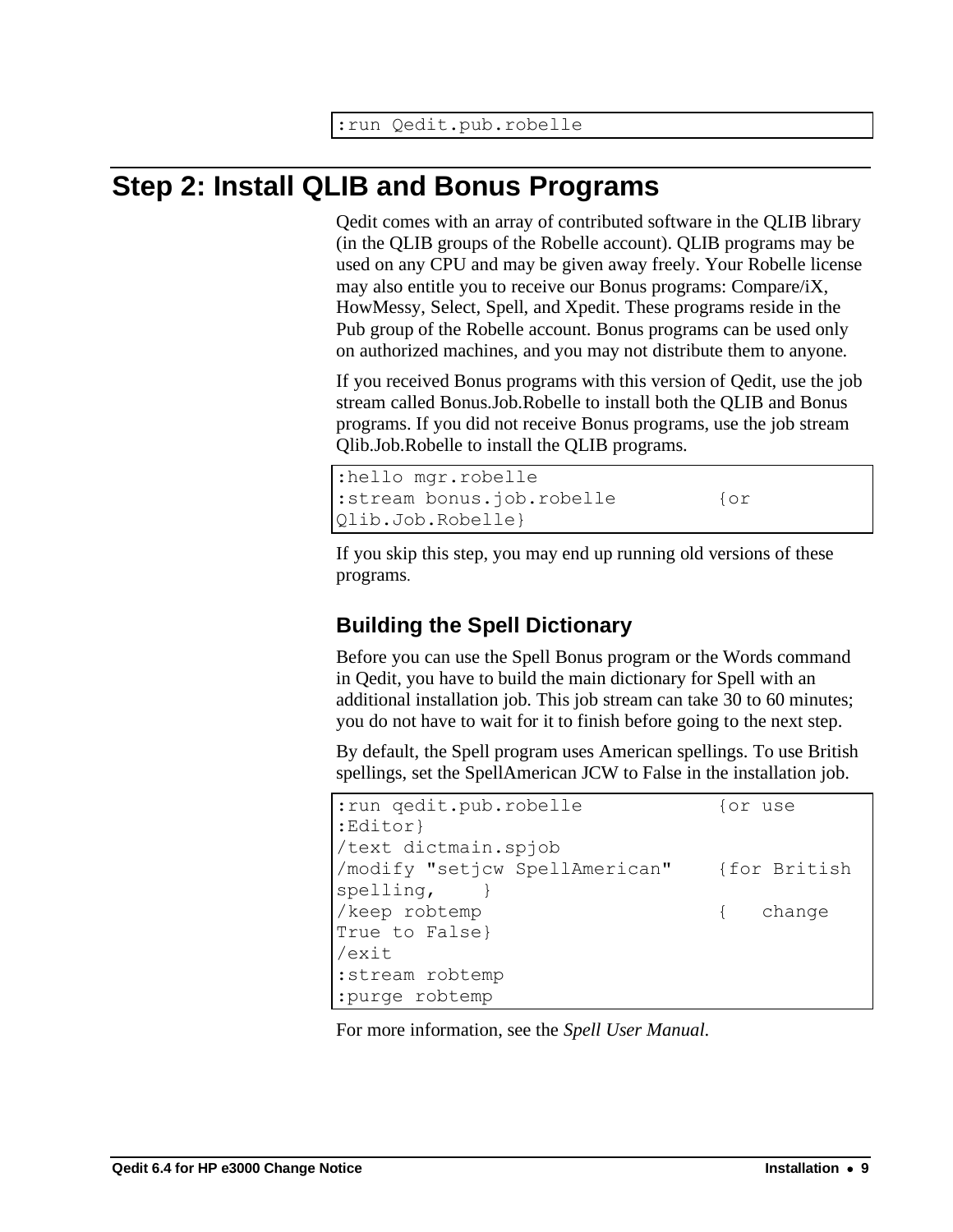```
:run Qedit.pub.robelle
```

## Step 2: Install QLIB and Bonus Programs

Qedit comes with an array of contributed software in the QLIB library (in the QLIB groups of the Robelle account). QLIB programs may be used on any CPU and may be given away freely. Your Robelle license may also entitle you to receive our Bonus programs: Compare/iX, HowMessy, Select, Spell, and Xpedit. These programs reside in the Pub group of the Robelle account. Bonus programs can be used only on authorized machines, and you may not distribute them to anyone.

If you received Bonus programs with this version of Qedit, use the job stream called Bonus.Job.Robelle to install both the QLIB and Bonus programs. If you did not receive Bonus programs, use the job stream Qlib.Job.Robelle to install the QLIB programs.

```
:hello mgr.robelle
:stream bonus.job.robelle         {or
Qlib.Job.Robelle}
```

If you skip this step, you may end up running old versions of these programs.

### Building the Spell Dictionary

Before you can use the Spell Bonus program or the Words command in Qedit, you have to build the main dictionary for Spell with an additional installation job. This job stream can take 30 to 60 minutes; you do not have to wait for it to finish before going to the next step.

By default, the Spell program uses American spellings. To use British spellings, set the SpellAmerican JCW to False in the installation job.

```
:run qedit.pub.robelle            {or use
:Editor}
/text dictmain.spjob
/modify "setjcw SpellAmerican"    {for British
spelling,    }
/keep robtemp                     {   change
True to False}
/exit
:stream robtemp
:purge robtemp
```

For more information, see the *Spell User Manual.*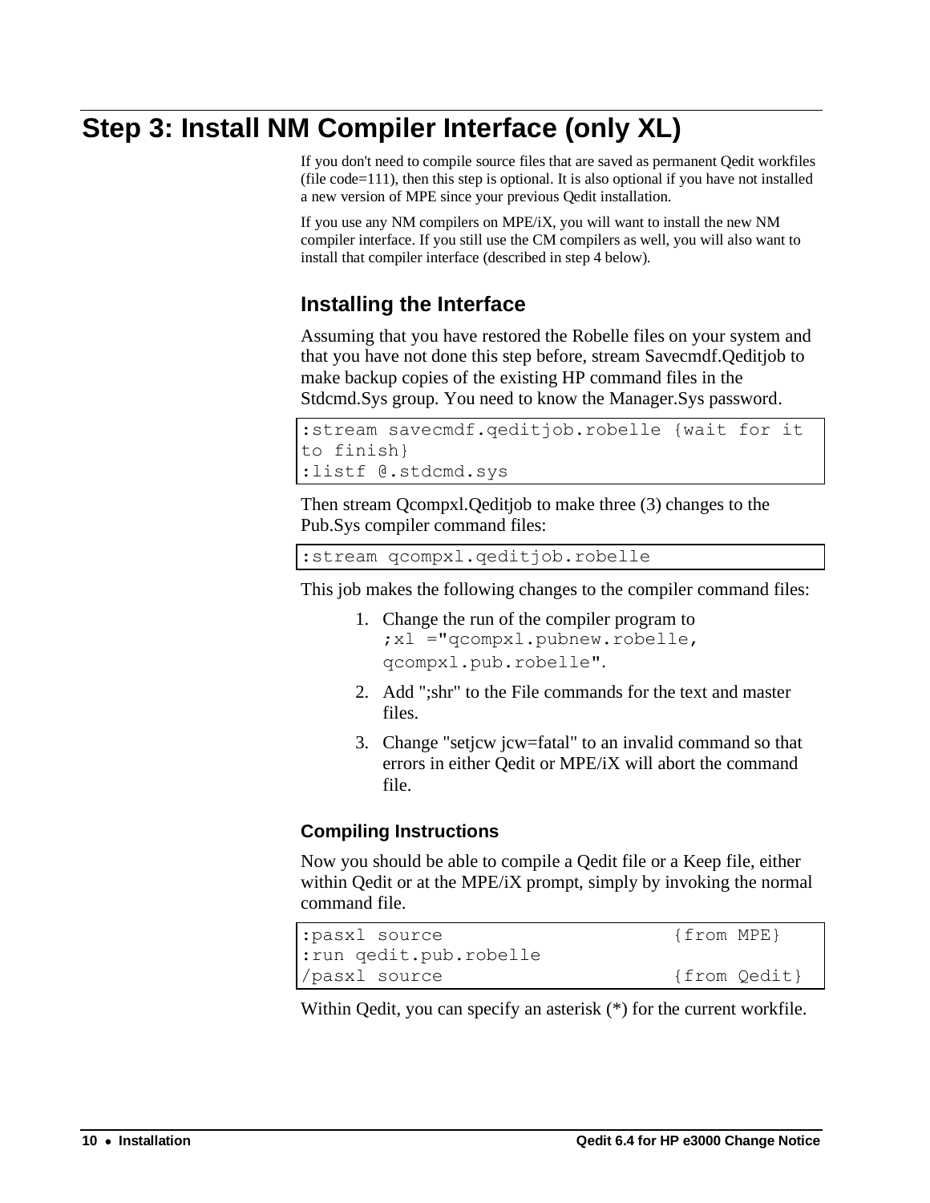# Step 3: Install NM Compiler Interface (only XL)

If you don't need to compile source files that are saved as permanent Qedit workfiles (file code=111), then this step is optional. It is also optional if you have not installed a new version of MPE since your previous Qedit installation.

If you use any NM compilers on MPE/iX, you will want to install the new NM compiler interface. If you still use the CM compilers as well, you will also want to install that compiler interface (described in step 4 below).

## Installing the Interface

Assuming that you have restored the Robelle files on your system and that you have not done this step before, stream Savecmdf.Qeditjob to make backup copies of the existing HP command files in the Stdcmd.Sys group. You need to know the Manager.Sys password.

```
:stream savecmdf.qeditjob.robelle {wait for it
to finish}
:listf @.stdcmd.sys
```

Then stream Qcompxl.Qeditjob to make three (3) changes to the Pub.Sys compiler command files:

```
:stream qcompxl.qeditjob.robelle
```

This job makes the following changes to the compiler command files:

1. Change the run of the compiler program to `;xl ="qcompxl.pubnew.robelle, qcompxl.pub.robelle"`.
2. Add ";shr" to the File commands for the text and master files.
3. Change "setjcw jcw=fatal" to an invalid command so that errors in either Qedit or MPE/iX will abort the command file.

### Compiling Instructions

Now you should be able to compile a Qedit file or a Keep file, either within Qedit or at the MPE/iX prompt, simply by invoking the normal command file.

```
:pasxl source                    {from MPE}
:run qedit.pub.robelle
/pasxl source                    {from Qedit}
```

Within Qedit, you can specify an asterisk (*) for the current workfile.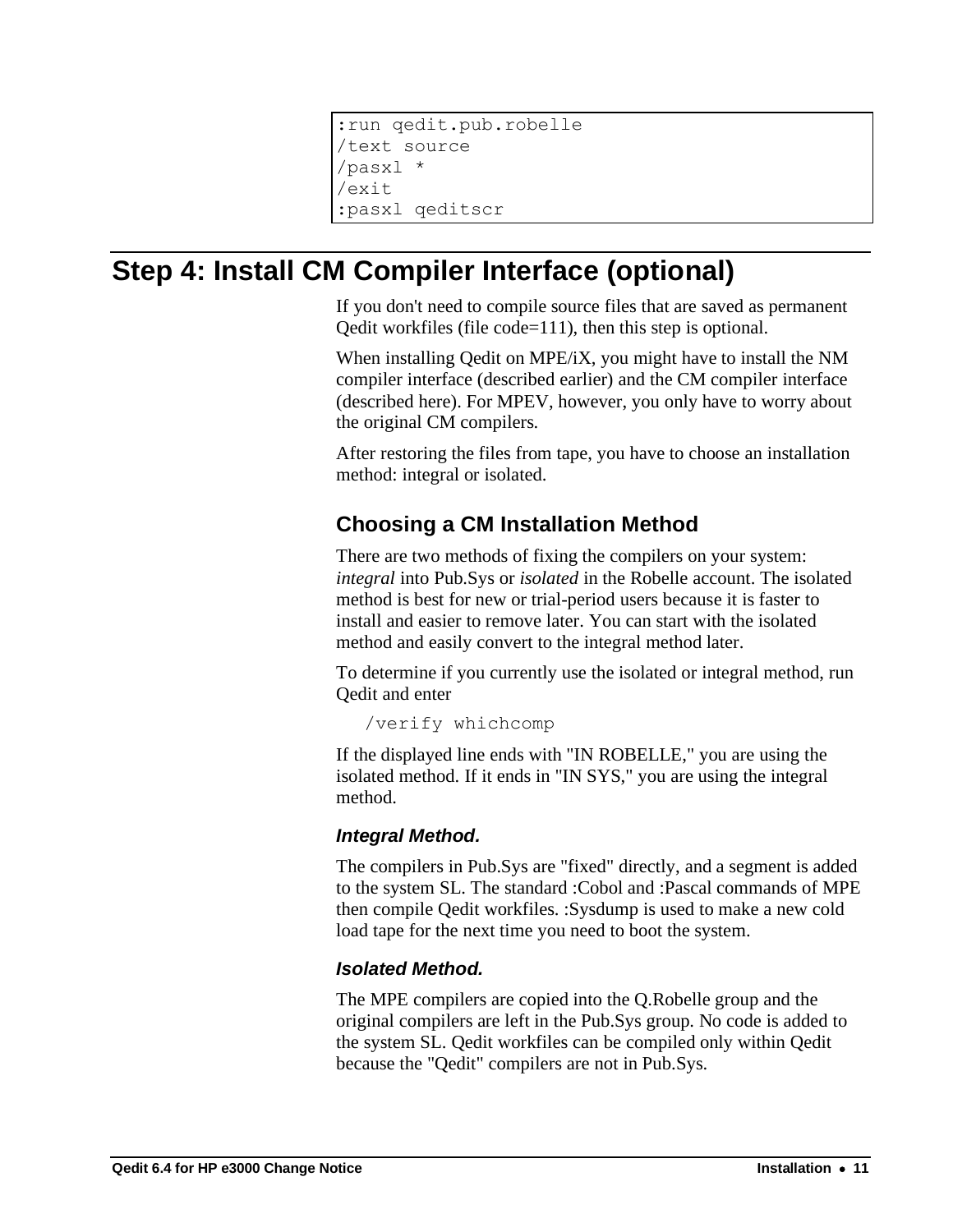```
:run qedit.pub.robelle
/text source
/pasxl *
/exit
:pasxl qeditscr
```

# Step 4: Install CM Compiler Interface (optional)

If you don't need to compile source files that are saved as permanent Qedit workfiles (file code=111), then this step is optional.

When installing Qedit on MPE/iX, you might have to install the NM compiler interface (described earlier) and the CM compiler interface (described here). For MPEV, however, you only have to worry about the original CM compilers.

After restoring the files from tape, you have to choose an installation method: integral or isolated.

## Choosing a CM Installation Method

There are two methods of fixing the compilers on your system: *integral* into Pub.Sys or *isolated* in the Robelle account. The isolated method is best for new or trial-period users because it is faster to install and easier to remove later. You can start with the isolated method and easily convert to the integral method later.

To determine if you currently use the isolated or integral method, run Qedit and enter

```
/verify whichcomp
```

If the displayed line ends with "IN ROBELLE," you are using the isolated method. If it ends in "IN SYS," you are using the integral method.

### *Integral Method.*

The compilers in Pub.Sys are "fixed" directly, and a segment is added to the system SL. The standard :Cobol and :Pascal commands of MPE then compile Qedit workfiles. :Sysdump is used to make a new cold load tape for the next time you need to boot the system.

### *Isolated Method.*

The MPE compilers are copied into the Q.Robelle group and the original compilers are left in the Pub.Sys group. No code is added to the system SL. Qedit workfiles can be compiled only within Qedit because the "Qedit" compilers are not in Pub.Sys.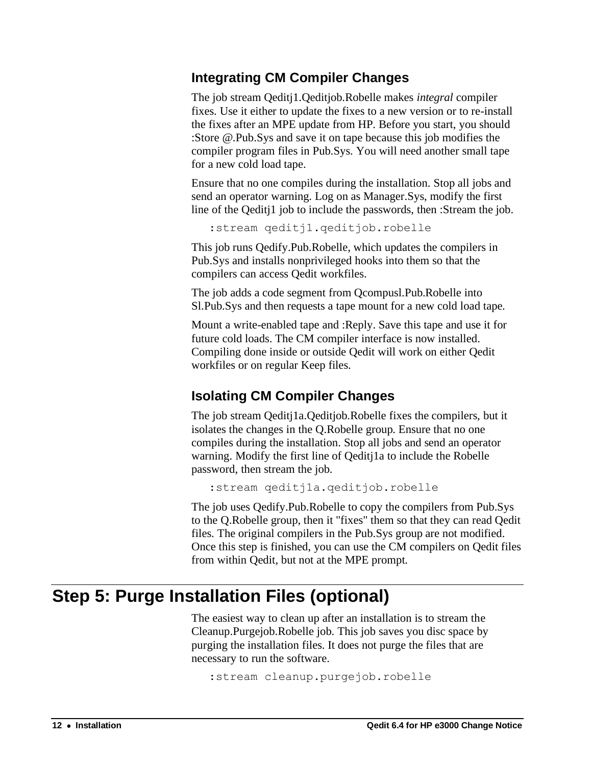### Integrating CM Compiler Changes

The job stream Qeditj1.Qeditjob.Robelle makes *integral* compiler fixes. Use it either to update the fixes to a new version or to re-install the fixes after an MPE update from HP. Before you start, you should :Store @.Pub.Sys and save it on tape because this job modifies the compiler program files in Pub.Sys. You will need another small tape for a new cold load tape.

Ensure that no one compiles during the installation. Stop all jobs and send an operator warning. Log on as Manager.Sys, modify the first line of the Qeditj1 job to include the passwords, then :Stream the job.

```
:stream qeditj1.qeditjob.robelle
```

This job runs Qedify.Pub.Robelle, which updates the compilers in Pub.Sys and installs nonprivileged hooks into them so that the compilers can access Qedit workfiles.

The job adds a code segment from Qcompusl.Pub.Robelle into Sl.Pub.Sys and then requests a tape mount for a new cold load tape.

Mount a write-enabled tape and :Reply. Save this tape and use it for future cold loads. The CM compiler interface is now installed. Compiling done inside or outside Qedit will work on either Qedit workfiles or on regular Keep files.

### Isolating CM Compiler Changes

The job stream Qeditj1a.Qeditjob.Robelle fixes the compilers, but it isolates the changes in the Q.Robelle group. Ensure that no one compiles during the installation. Stop all jobs and send an operator warning. Modify the first line of Qeditj1a to include the Robelle password, then stream the job.

```
:stream qeditj1a.qeditjob.robelle
```

The job uses Qedify.Pub.Robelle to copy the compilers from Pub.Sys to the Q.Robelle group, then it "fixes" them so that they can read Qedit files. The original compilers in the Pub.Sys group are not modified. Once this step is finished, you can use the CM compilers on Qedit files from within Qedit, but not at the MPE prompt.

## Step 5: Purge Installation Files (optional)

The easiest way to clean up after an installation is to stream the Cleanup.Purgejob.Robelle job. This job saves you disc space by purging the installation files. It does not purge the files that are necessary to run the software.

```
:stream cleanup.purgejob.robelle
```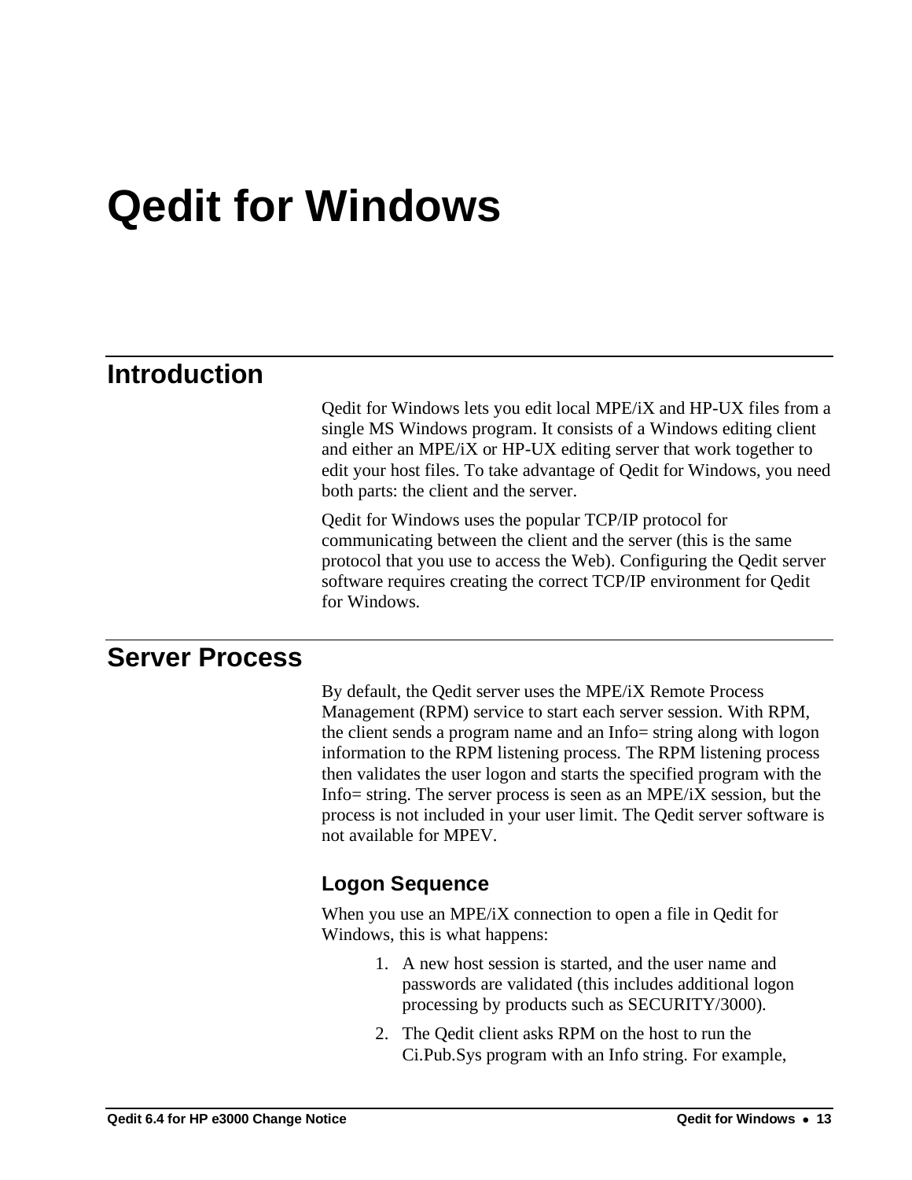# Qedit for Windows

## Introduction

Qedit for Windows lets you edit local MPE/iX and HP-UX files from a single MS Windows program. It consists of a Windows editing client and either an MPE/iX or HP-UX editing server that work together to edit your host files. To take advantage of Qedit for Windows, you need both parts: the client and the server.

Qedit for Windows uses the popular TCP/IP protocol for communicating between the client and the server (this is the same protocol that you use to access the Web). Configuring the Qedit server software requires creating the correct TCP/IP environment for Qedit for Windows.

## Server Process

By default, the Qedit server uses the MPE/iX Remote Process Management (RPM) service to start each server session. With RPM, the client sends a program name and an Info= string along with logon information to the RPM listening process. The RPM listening process then validates the user logon and starts the specified program with the Info= string. The server process is seen as an MPE/iX session, but the process is not included in your user limit. The Qedit server software is not available for MPEV.

### Logon Sequence

When you use an MPE/iX connection to open a file in Qedit for Windows, this is what happens:

1. A new host session is started, and the user name and passwords are validated (this includes additional logon processing by products such as SECURITY/3000).
2. The Qedit client asks RPM on the host to run the Ci.Pub.Sys program with an Info string. For example,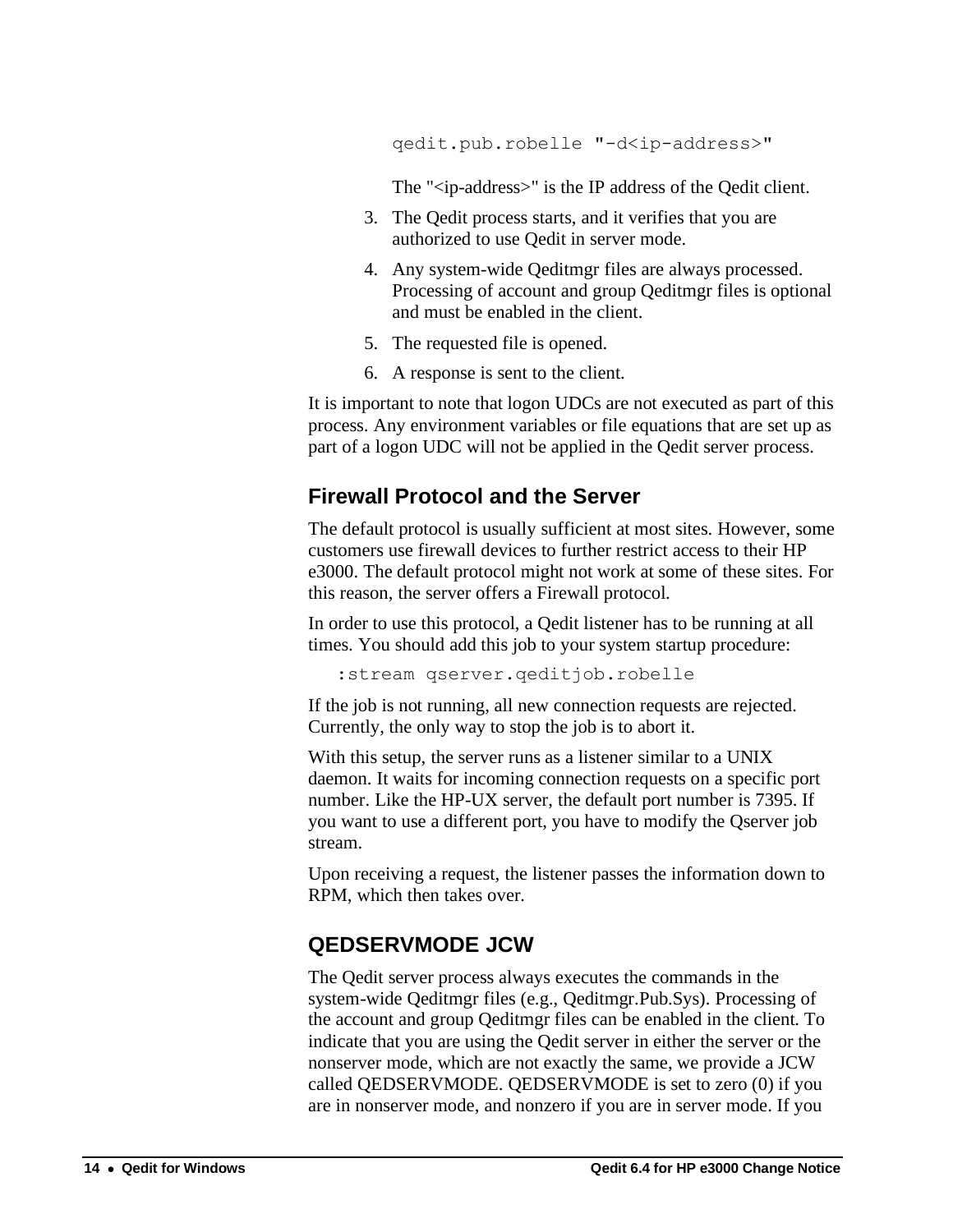```
qedit.pub.robelle "-d<ip-address>"
```

The "<ip-address>" is the IP address of the Qedit client.

3. The Qedit process starts, and it verifies that you are authorized to use Qedit in server mode.
4. Any system-wide Qeditmgr files are always processed. Processing of account and group Qeditmgr files is optional and must be enabled in the client.
5. The requested file is opened.
6. A response is sent to the client.

It is important to note that logon UDCs are not executed as part of this process. Any environment variables or file equations that are set up as part of a logon UDC will not be applied in the Qedit server process.

## Firewall Protocol and the Server

The default protocol is usually sufficient at most sites. However, some customers use firewall devices to further restrict access to their HP e3000. The default protocol might not work at some of these sites. For this reason, the server offers a Firewall protocol.

In order to use this protocol, a Qedit listener has to be running at all times. You should add this job to your system startup procedure:

```
:stream qserver.qeditjob.robelle
```

If the job is not running, all new connection requests are rejected. Currently, the only way to stop the job is to abort it.

With this setup, the server runs as a listener similar to a UNIX daemon. It waits for incoming connection requests on a specific port number. Like the HP-UX server, the default port number is 7395. If you want to use a different port, you have to modify the Qserver job stream.

Upon receiving a request, the listener passes the information down to RPM, which then takes over.

## QEDSERVMODE JCW

The Qedit server process always executes the commands in the system-wide Qeditmgr files (e.g., Qeditmgr.Pub.Sys). Processing of the account and group Qeditmgr files can be enabled in the client. To indicate that you are using the Qedit server in either the server or the nonserver mode, which are not exactly the same, we provide a JCW called QEDSERVMODE. QEDSERVMODE is set to zero (0) if you are in nonserver mode, and nonzero if you are in server mode. If you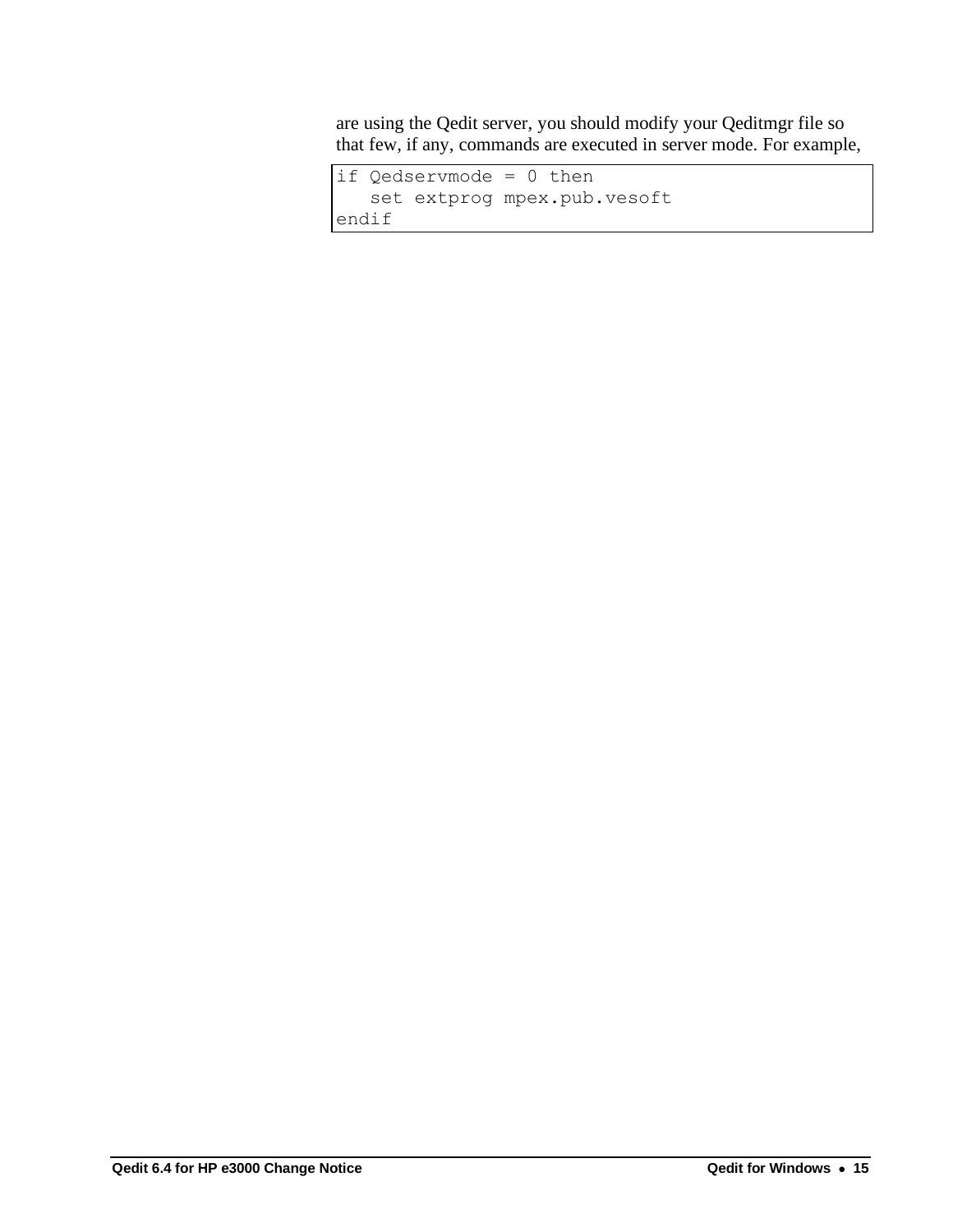are using the Qedit server, you should modify your Qeditmgr file so that few, if any, commands are executed in server mode. For example,

```
if Qedservmode = 0 then
   set extprog mpex.pub.vesoft
endif
```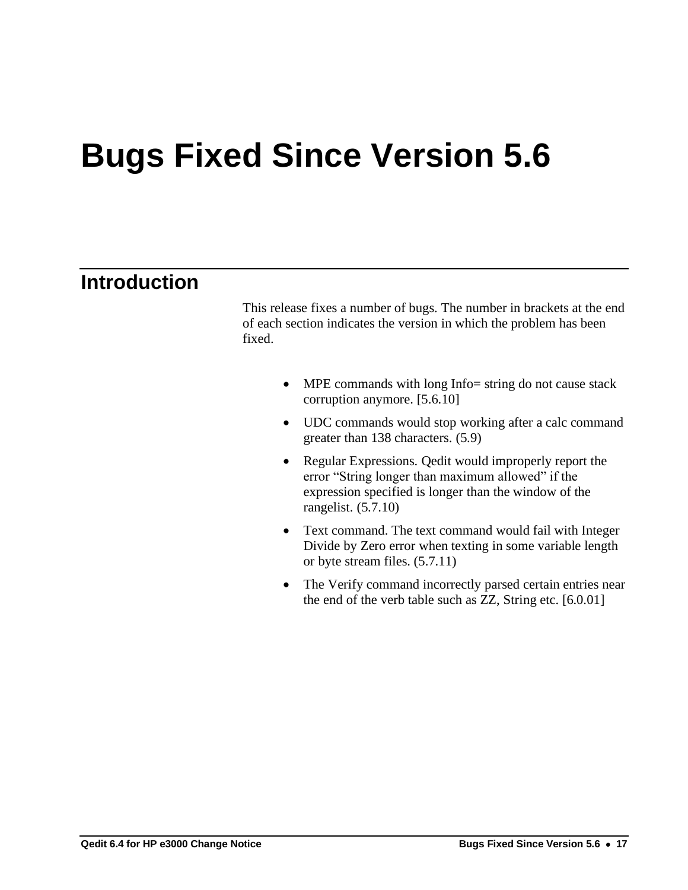# Bugs Fixed Since Version 5.6

## Introduction

This release fixes a number of bugs. The number in brackets at the end of each section indicates the version in which the problem has been fixed.

- MPE commands with long Info= string do not cause stack corruption anymore. [5.6.10]
- UDC commands would stop working after a calc command greater than 138 characters. (5.9)
- Regular Expressions. Qedit would improperly report the error “String longer than maximum allowed” if the expression specified is longer than the window of the rangelist. (5.7.10)
- Text command. The text command would fail with Integer Divide by Zero error when texting in some variable length or byte stream files. (5.7.11)
- The Verify command incorrectly parsed certain entries near the end of the verb table such as ZZ, String etc. [6.0.01]